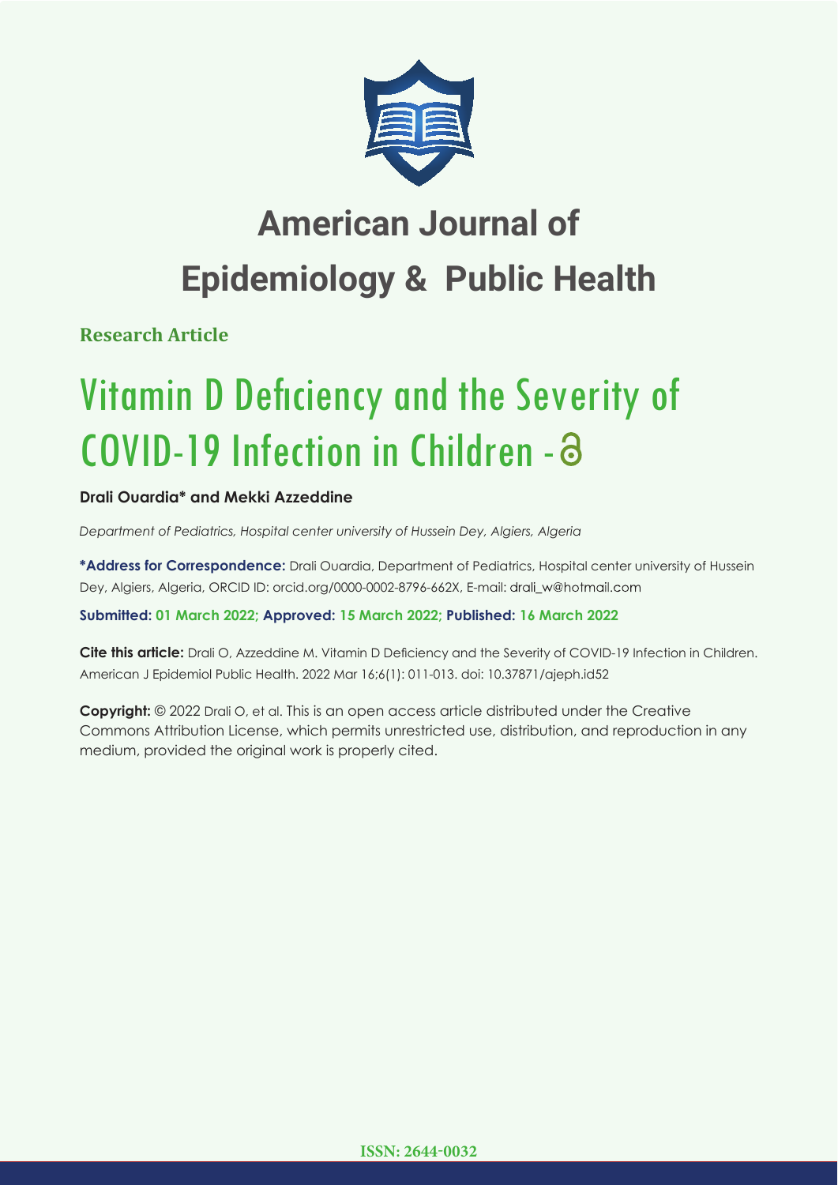# American Journal of Epidemiology & Public Health

**Research Article**

# Vitamin D Deficiency and the Severity of COVID-19 Infection in Children

**Drali Ouardia\* and Mekki Azzeddine**

*Department of Pediatrics, Hospital center university of Hussein Dey, Algiers, Algeria*

**\*Address for Correspondence:** Drali Ouardia, Department of Pediatrics, Hospital center university of Hussein Dey, Algiers, Algeria, ORCID ID: orcid.org/0000-0002-8796-662X, E-mail: drali_w@hotmail.com

**Submitted: 01 March 2022; Approved: 15 March 2022; Published: 16 March 2022**

**Cite this article:** Drali O, Azzeddine M. Vitamin D Deficiency and the Severity of COVID-19 Infection in Children. American J Epidemiol Public Health. 2022 Mar 16;6(1): 011-013. doi: 10.37871/ajeph.id52

**Copyright:** © 2022 Drali O, et al. This is an open access article distributed under the Creative Commons Attribution License, which permits unrestricted use, distribution, and reproduction in any medium, provided the original work is properly cited.

**ISSN: 2644-0032**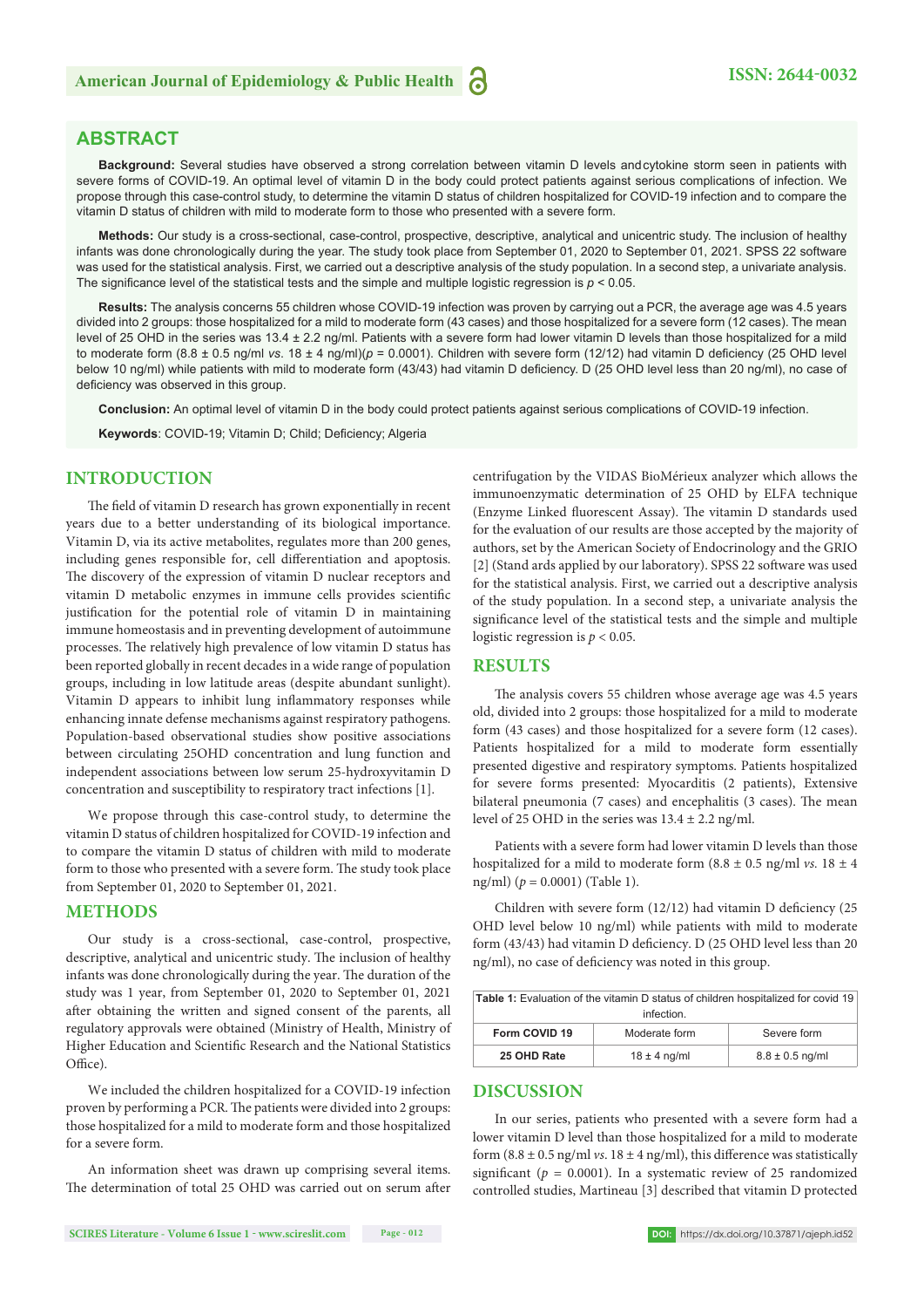## ABSTRACT

**Background:** Several studies have observed a strong correlation between vitamin D levels andcytokine storm seen in patients with severe forms of COVID-19. An optimal level of vitamin D in the body could protect patients against serious complications of infection. We propose through this case-control study, to determine the vitamin D status of children hospitalized for COVID-19 infection and to compare the vitamin D status of children with mild to moderate form to those who presented with a severe form.

**Methods:** Our study is a cross-sectional, case-control, prospective, descriptive, analytical and unicentric study. The inclusion of healthy infants was done chronologically during the year. The study took place from September 01, 2020 to September 01, 2021. SPSS 22 software was used for the statistical analysis. First, we carried out a descriptive analysis of the study population. In a second step, a univariate analysis. The significance level of the statistical tests and the simple and multiple logistic regression is $p < 0.05$.

**Results:** The analysis concerns 55 children whose COVID-19 infection was proven by carrying out a PCR, the average age was 4.5 years divided into 2 groups: those hospitalized for a mild to moderate form (43 cases) and those hospitalized for a severe form (12 cases). The mean level of 25 OHD in the series was 13.4 ± 2.2 ng/ml. Patients with a severe form had lower vitamin D levels than those hospitalized for a mild to moderate form (8.8 ± 0.5 ng/ml *vs*. 18 ± 4 ng/ml)($p = 0.0001$). Children with severe form (12/12) had vitamin D deficiency (25 OHD level below 10 ng/ml) while patients with mild to moderate form (43/43) had vitamin D deficiency. D (25 OHD level less than 20 ng/ml), no case of deficiency was observed in this group.

**Conclusion:** An optimal level of vitamin D in the body could protect patients against serious complications of COVID-19 infection.

**Keywords**: COVID-19; Vitamin D; Child; Deficiency; Algeria

## INTRODUCTION

The field of vitamin D research has grown exponentially in recent years due to a better understanding of its biological importance. Vitamin D, via its active metabolites, regulates more than 200 genes, including genes responsible for, cell differentiation and apoptosis. The discovery of the expression of vitamin D nuclear receptors and vitamin D metabolic enzymes in immune cells provides scientific justification for the potential role of vitamin D in maintaining immune homeostasis and in preventing development of autoimmune processes. The relatively high prevalence of low vitamin D status has been reported globally in recent decades in a wide range of population groups, including in low latitude areas (despite abundant sunlight). Vitamin D appears to inhibit lung inflammatory responses while enhancing innate defense mechanisms against respiratory pathogens. Population-based observational studies show positive associations between circulating 25OHD concentration and lung function and independent associations between low serum 25-hydroxyvitamin D concentration and susceptibility to respiratory tract infections [1].

We propose through this case-control study, to determine the vitamin D status of children hospitalized for COVID-19 infection and to compare the vitamin D status of children with mild to moderate form to those who presented with a severe form. The study took place from September 01, 2020 to September 01, 2021.

## METHODS

Our study is a cross-sectional, case-control, prospective, descriptive, analytical and unicentric study. The inclusion of healthy infants was done chronologically during the year. The duration of the study was 1 year, from September 01, 2020 to September 01, 2021 after obtaining the written and signed consent of the parents, all regulatory approvals were obtained (Ministry of Health, Ministry of Higher Education and Scientific Research and the National Statistics Office).

We included the children hospitalized for a COVID-19 infection proven by performing a PCR. The patients were divided into 2 groups: those hospitalized for a mild to moderate form and those hospitalized for a severe form.

An information sheet was drawn up comprising several items. The determination of total 25 OHD was carried out on serum after centrifugation by the VIDAS BioMérieux analyzer which allows the immunoenzymatic determination of 25 OHD by ELFA technique (Enzyme Linked fluorescent Assay). The vitamin D standards used for the evaluation of our results are those accepted by the majority of authors, set by the American Society of Endocrinology and the GRIO [2] (Stand ards applied by our laboratory). SPSS 22 software was used for the statistical analysis. First, we carried out a descriptive analysis of the study population. In a second step, a univariate analysis the significance level of the statistical tests and the simple and multiple logistic regression is $p < 0.05$.

## RESULTS

The analysis covers 55 children whose average age was 4.5 years old, divided into 2 groups: those hospitalized for a mild to moderate form (43 cases) and those hospitalized for a severe form (12 cases). Patients hospitalized for a mild to moderate form essentially presented digestive and respiratory symptoms. Patients hospitalized for severe forms presented: Myocarditis (2 patients), Extensive bilateral pneumonia (7 cases) and encephalitis (3 cases). The mean level of 25 OHD in the series was 13.4 ± 2.2 ng/ml.

Patients with a severe form had lower vitamin D levels than those hospitalized for a mild to moderate form (8.8 ± 0.5 ng/ml *vs*. 18 ± 4 ng/ml) ($p = 0.0001$) (Table 1).

Children with severe form (12/12) had vitamin D deficiency (25 OHD level below 10 ng/ml) while patients with mild to moderate form (43/43) had vitamin D deficiency. D (25 OHD level less than 20 ng/ml), no case of deficiency was noted in this group.

**Table 1:** Evaluation of the vitamin D status of children hospitalized for covid 19 infection.

| Form COVID 19 | Moderate form | Severe form |
|---|---|---|
| 25 OHD Rate | 18 ± 4 ng/ml | 8.8 ± 0.5 ng/ml |

## DISCUSSION

In our series, patients who presented with a severe form had a lower vitamin D level than those hospitalized for a mild to moderate form (8.8 ± 0.5 ng/ml *vs*. 18 ± 4 ng/ml), this difference was statistically significant ($p = 0.0001$). In a systematic review of 25 randomized controlled studies, Martineau [3] described that vitamin D protected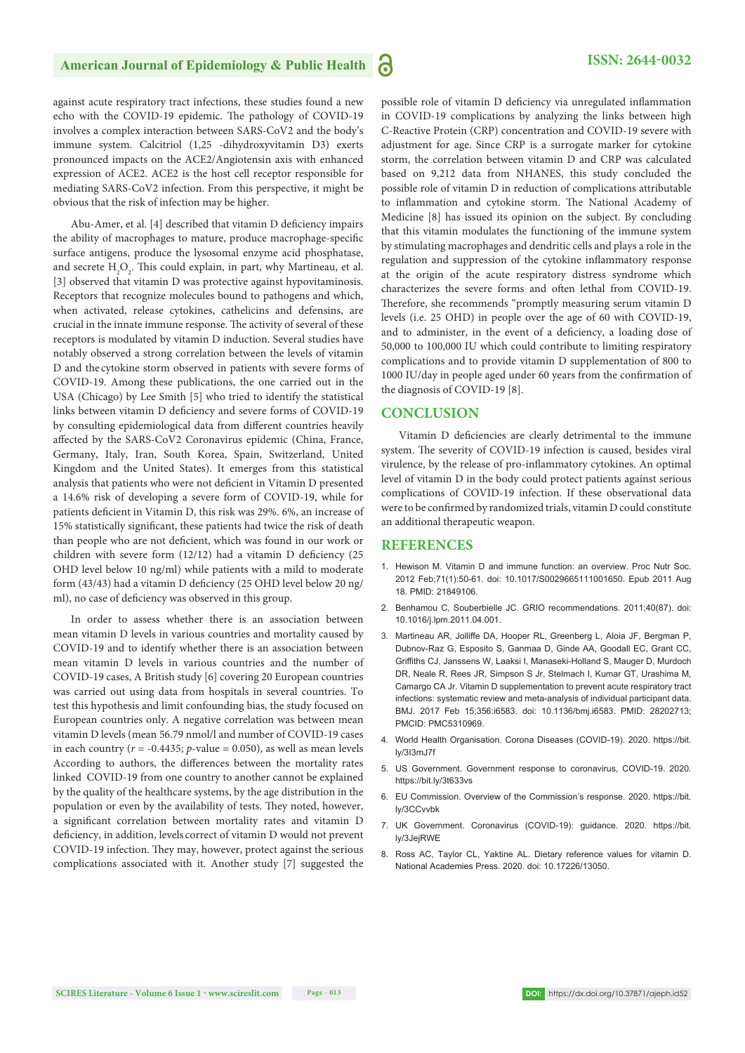against acute respiratory tract infections, these studies found a new echo with the COVID-19 epidemic. The pathology of COVID-19 involves a complex interaction between SARS-CoV2 and the body's immune system. Calcitriol (1,25 -dihydroxyvitamin D3) exerts pronounced impacts on the ACE2/Angiotensin axis with enhanced expression of ACE2. ACE2 is the host cell receptor responsible for mediating SARS-CoV2 infection. From this perspective, it might be obvious that the risk of infection may be higher.

Abu-Amer, et al. [4] described that vitamin D deficiency impairs the ability of macrophages to mature, produce macrophage-specific surface antigens, produce the lysosomal enzyme acid phosphatase, and secrete $H_2O_2$. This could explain, in part, why Martineau, et al. [3] observed that vitamin D was protective against hypovitaminosis. Receptors that recognize molecules bound to pathogens and which, when activated, release cytokines, cathelicins and defensins, are crucial in the innate immune response. The activity of several of these receptors is modulated by vitamin D induction. Several studies have notably observed a strong correlation between the levels of vitamin D and thecytokine storm observed in patients with severe forms of COVID-19. Among these publications, the one carried out in the USA (Chicago) by Lee Smith [5] who tried to identify the statistical links between vitamin D deficiency and severe forms of COVID-19 by consulting epidemiological data from different countries heavily affected by the SARS-CoV2 Coronavirus epidemic (China, France, Germany, Italy, Iran, South Korea, Spain, Switzerland, United Kingdom and the United States). It emerges from this statistical analysis that patients who were not deficient in Vitamin D presented a 14.6% risk of developing a severe form of COVID-19, while for patients deficient in Vitamin D, this risk was 29%. 6%, an increase of 15% statistically significant, these patients had twice the risk of death than people who are not deficient, which was found in our work or children with severe form (12/12) had a vitamin D deficiency (25 OHD level below 10 ng/ml) while patients with a mild to moderate form (43/43) had a vitamin D deficiency (25 OHD level below 20 ng/ml), no case of deficiency was observed in this group.

In order to assess whether there is an association between mean vitamin D levels in various countries and mortality caused by COVID-19 and to identify whether there is an association between mean vitamin D levels in various countries and the number of COVID-19 cases, A British study [6] covering 20 European countries was carried out using data from hospitals in several countries. To test this hypothesis and limit confounding bias, the study focused on European countries only. A negative correlation was between mean vitamin D levels (mean 56.79 nmol/l and number of COVID-19 cases in each country ($r$ = -0.4435; $p$-value = 0.050), as well as mean levels According to authors, the differences between the mortality rates linked COVID-19 from one country to another cannot be explained by the quality of the healthcare systems, by the age distribution in the population or even by the availability of tests. They noted, however, a significant correlation between mortality rates and vitamin D deficiency, in addition, levels correct of vitamin D would not prevent COVID-19 infection. They may, however, protect against the serious complications associated with it. Another study [7] suggested the possible role of vitamin D deficiency via unregulated inflammation in COVID-19 complications by analyzing the links between high C-Reactive Protein (CRP) concentration and COVID-19 severe with adjustment for age. Since CRP is a surrogate marker for cytokine storm, the correlation between vitamin D and CRP was calculated based on 9,212 data from NHANES, this study concluded the possible role of vitamin D in reduction of complications attributable to inflammation and cytokine storm. The National Academy of Medicine [8] has issued its opinion on the subject. By concluding that this vitamin modulates the functioning of the immune system by stimulating macrophages and dendritic cells and plays a role in the regulation and suppression of the cytokine inflammatory response at the origin of the acute respiratory distress syndrome which characterizes the severe forms and often lethal from COVID-19. Therefore, she recommends "promptly measuring serum vitamin D levels (i.e. 25 OHD) in people over the age of 60 with COVID-19, and to administer, in the event of a deficiency, a loading dose of 50,000 to 100,000 IU which could contribute to limiting respiratory complications and to provide vitamin D supplementation of 800 to 1000 IU/day in people aged under 60 years from the confirmation of the diagnosis of COVID-19 [8].

## CONCLUSION

Vitamin D deficiencies are clearly detrimental to the immune system. The severity of COVID-19 infection is caused, besides viral virulence, by the release of pro-inflammatory cytokines. An optimal level of vitamin D in the body could protect patients against serious complications of COVID-19 infection. If these observational data were to be confirmed by randomized trials, vitamin D could constitute an additional therapeutic weapon.

## REFERENCES

1. Hewison M. Vitamin D and immune function: an overview. Proc Nutr Soc. 2012 Feb;71(1):50-61. doi: 10.1017/S0029665111001650. Epub 2011 Aug 18. PMID: 21849106.
2. Benhamou C, Souberbielle JC. GRIO recommendations. 2011;40(87). doi: 10.1016/j.lpm.2011.04.001.
3. Martineau AR, Jolliffe DA, Hooper RL, Greenberg L, Aloia JF, Bergman P, Dubnov-Raz G, Esposito S, Ganmaa D, Ginde AA, Goodall EC, Grant CC, Griffiths CJ, Janssens W, Laaksi I, Manaseki-Holland S, Mauger D, Murdoch DR, Neale R, Rees JR, Simpson S Jr, Stelmach I, Kumar GT, Urashima M, Camargo CA Jr. Vitamin D supplementation to prevent acute respiratory tract infections: systematic review and meta-analysis of individual participant data. BMJ. 2017 Feb 15;356:i6583. doi: 10.1136/bmj.i6583. PMID: 28202713; PMCID: PMC5310969.
4. World Health Organisation. Corona Diseases (COVID-19). 2020. https://bit.ly/3I3mJ7f
5. US Government. Government response to coronavirus, COVID-19. 2020. https://bit.ly/3t633vs
6. EU Commission. Overview of the Commission's response. 2020. https://bit.ly/3CCvvbk
7. UK Government. Coronavirus (COVID-19): guidance. 2020. https://bit.ly/3JejRWE
8. Ross AC, Taylor CL, Yaktine AL. Dietary reference values for vitamin D. National Academies Press. 2020. doi: 10.17226/13050.